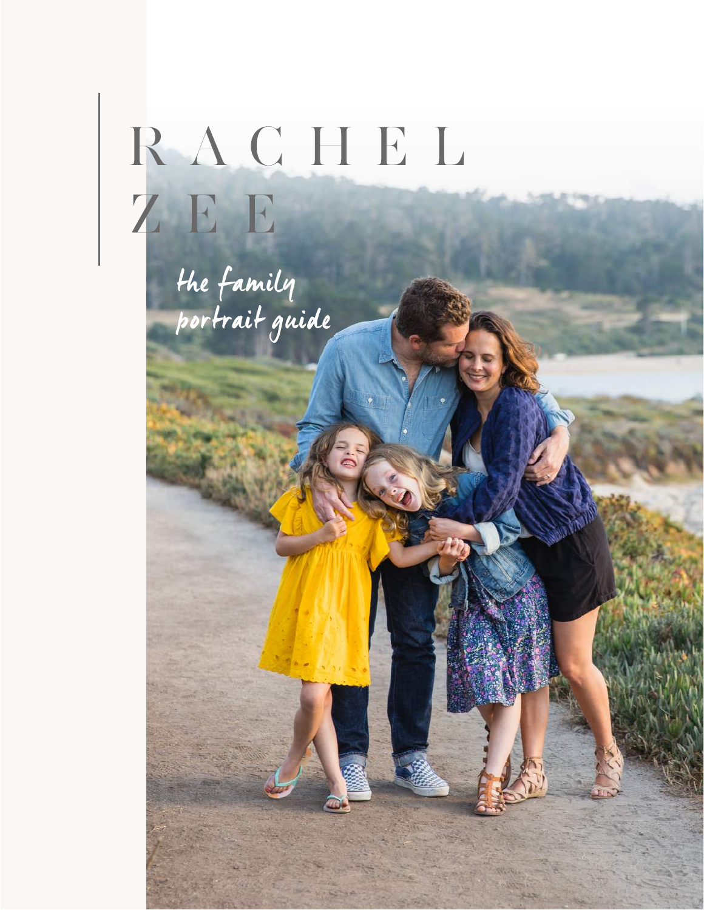# RACHEL ZEE

*the family portrait guide*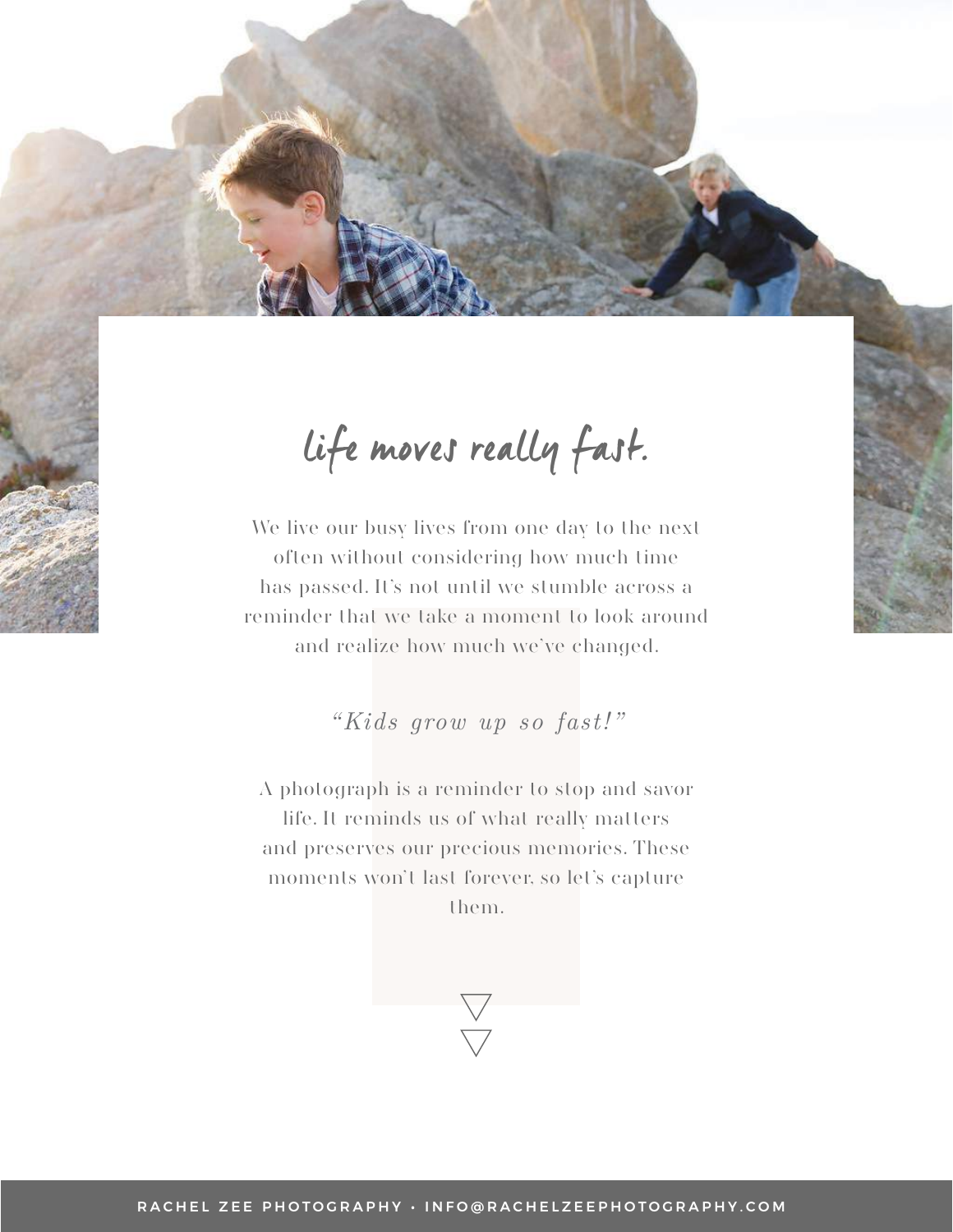# life moves really fast.

We live our busy lives from one day to the next often without considering how much time has passed. It's not until we stumble across a reminder that we take a moment to look around and realize how much we've changed.

*"Kids grow up so fast!"*

A photograph is a reminder to stop and savor life. It reminds us of what really matters and preserves our precious memories. These moments won't last forever, so let's capture them.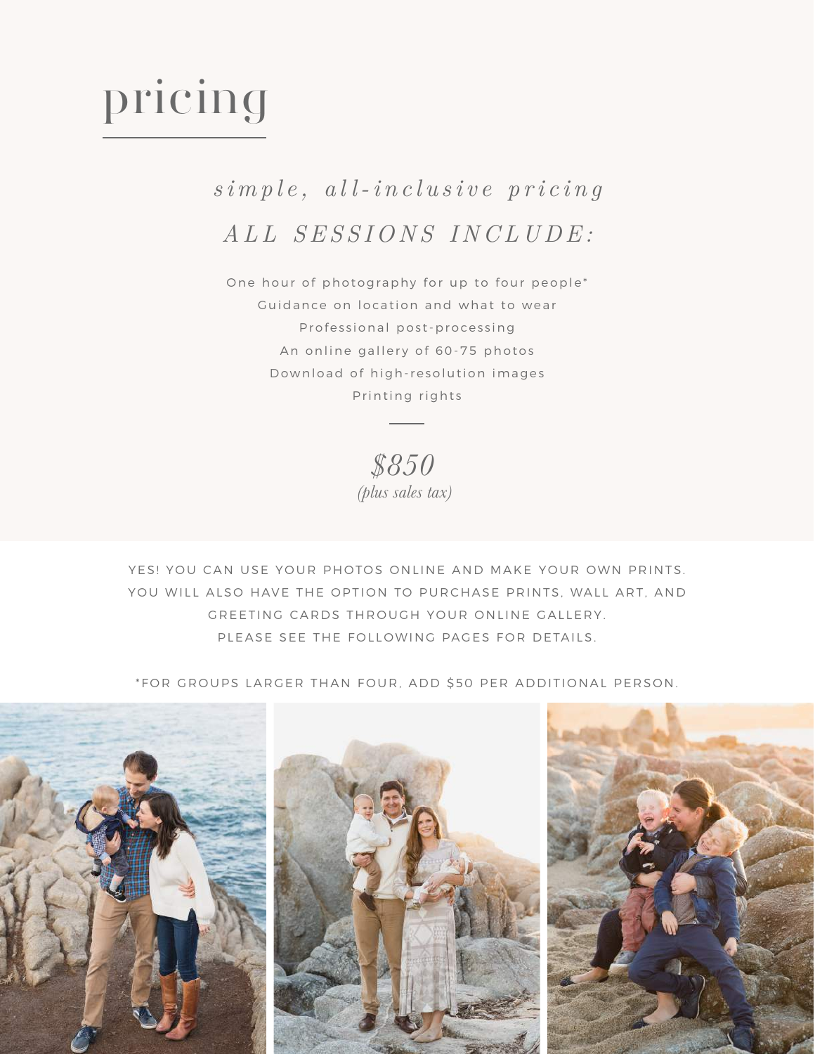# pricing

*simple, all-inclusive pricing*

*ALL SESSIONS INCLUDE:*

One hour of photography for up to four people*
Guidance on location and what to wear
Professional post-processing
An online gallery of 60-75 photos
Download of high-resolution images
Printing rights

*$850*
*(plus sales tax)*

YES! YOU CAN USE YOUR PHOTOS ONLINE AND MAKE YOUR OWN PRINTS. YOU WILL ALSO HAVE THE OPTION TO PURCHASE PRINTS, WALL ART, AND GREETING CARDS THROUGH YOUR ONLINE GALLERY. PLEASE SEE THE FOLLOWING PAGES FOR DETAILS.

*FOR GROUPS LARGER THAN FOUR, ADD $50 PER ADDITIONAL PERSON.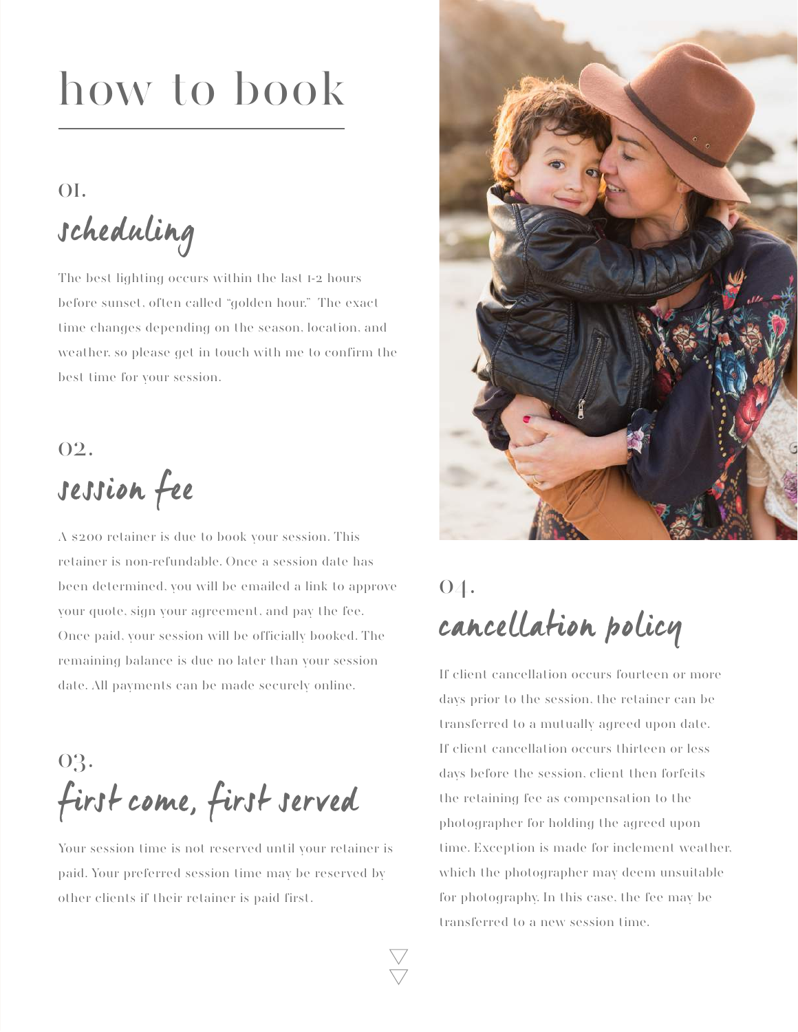# how to book

## 01.
## scheduling

The best lighting occurs within the last 1-2 hours before sunset, often called "golden hour." The exact time changes depending on the season, location, and weather, so please get in touch with me to confirm the best time for your session.

## 02.
## session fee

A $200 retainer is due to book your session. This retainer is non-refundable. Once a session date has been determined, you will be emailed a link to approve your quote, sign your agreement, and pay the fee. Once paid, your session will be officially booked. The remaining balance is due no later than your session date. All payments can be made securely online.

## 03.
## first come, first served

Your session time is not reserved until your retainer is paid. Your preferred session time may be reserved by other clients if their retainer is paid first.

## 04.
## cancellation policy

If client cancellation occurs fourteen or more days prior to the session, the retainer can be transferred to a mutually agreed upon date. If client cancellation occurs thirteen or less days before the session, client then forfeits the retaining fee as compensation to the photographer for holding the agreed upon time. Exception is made for inclement weather, which the photographer may deem unsuitable for photography. In this case, the fee may be transferred to a new session time.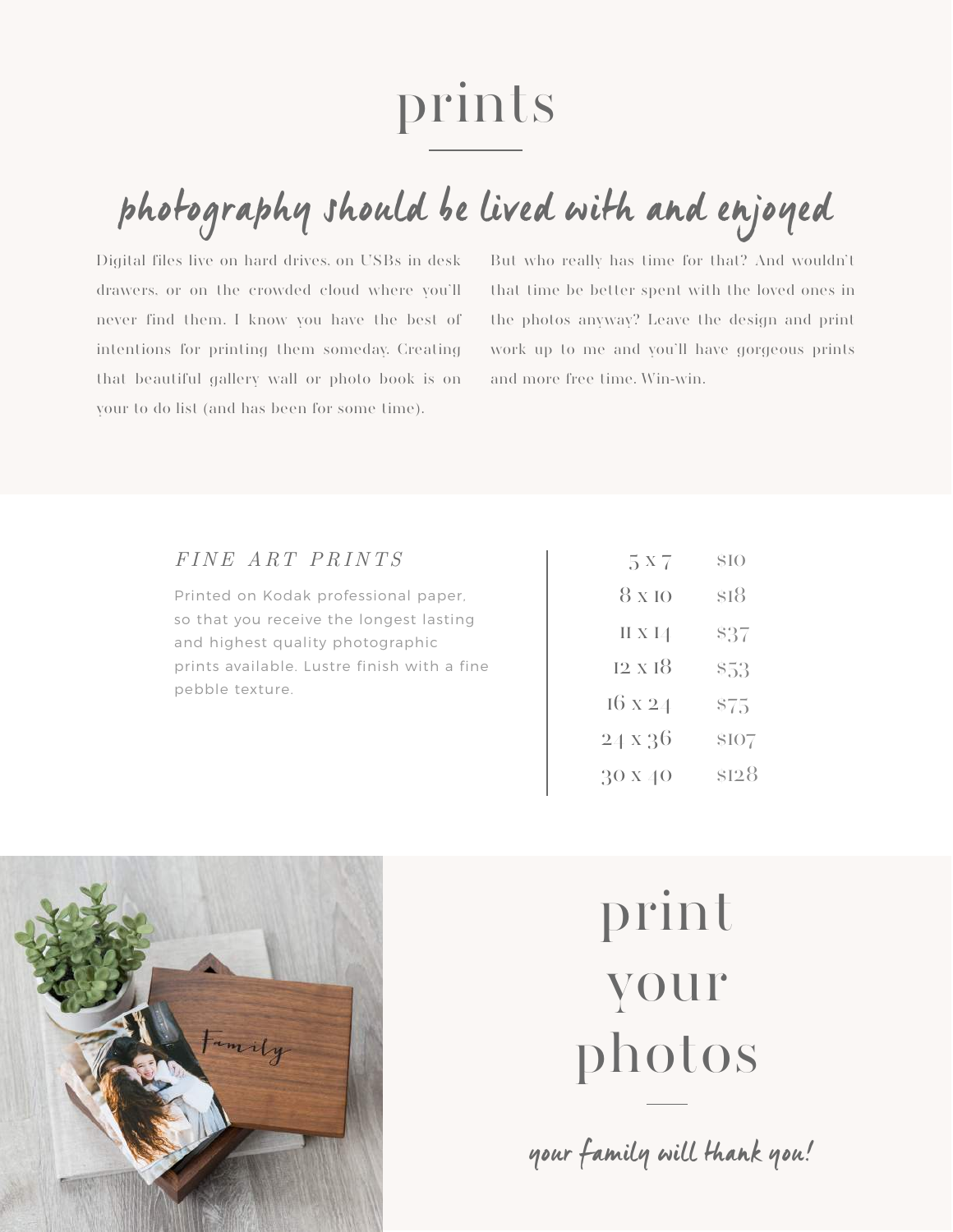# prints

## photography should be lived with and enjoyed

Digital files live on hard drives, on USBs in desk drawers, or on the crowded cloud where you'll never find them. I know you have the best of intentions for printing them someday. Creating that beautiful gallery wall or photo book is on your to do list (and has been for some time).

But who really has time for that? And wouldn't that time be better spent with the loved ones in the photos anyway? Leave the design and print work up to me and you'll have gorgeous prints and more free time. Win-win.

### *FINE ART PRINTS*

Printed on Kodak professional paper, so that you receive the longest lasting and highest quality photographic prints available. Lustre finish with a fine pebble texture.

| Size | Price |
|---|---|
| 5 x 7 | $10 |
| 8 x 10 | $18 |
| 11 x 14 | $37 |
| 12 x 18 | $53 |
| 16 x 24 | $75 |
| 24 x 36 | $107 |
| 30 x 40 | $128 |

# print your photos

your family will thank you!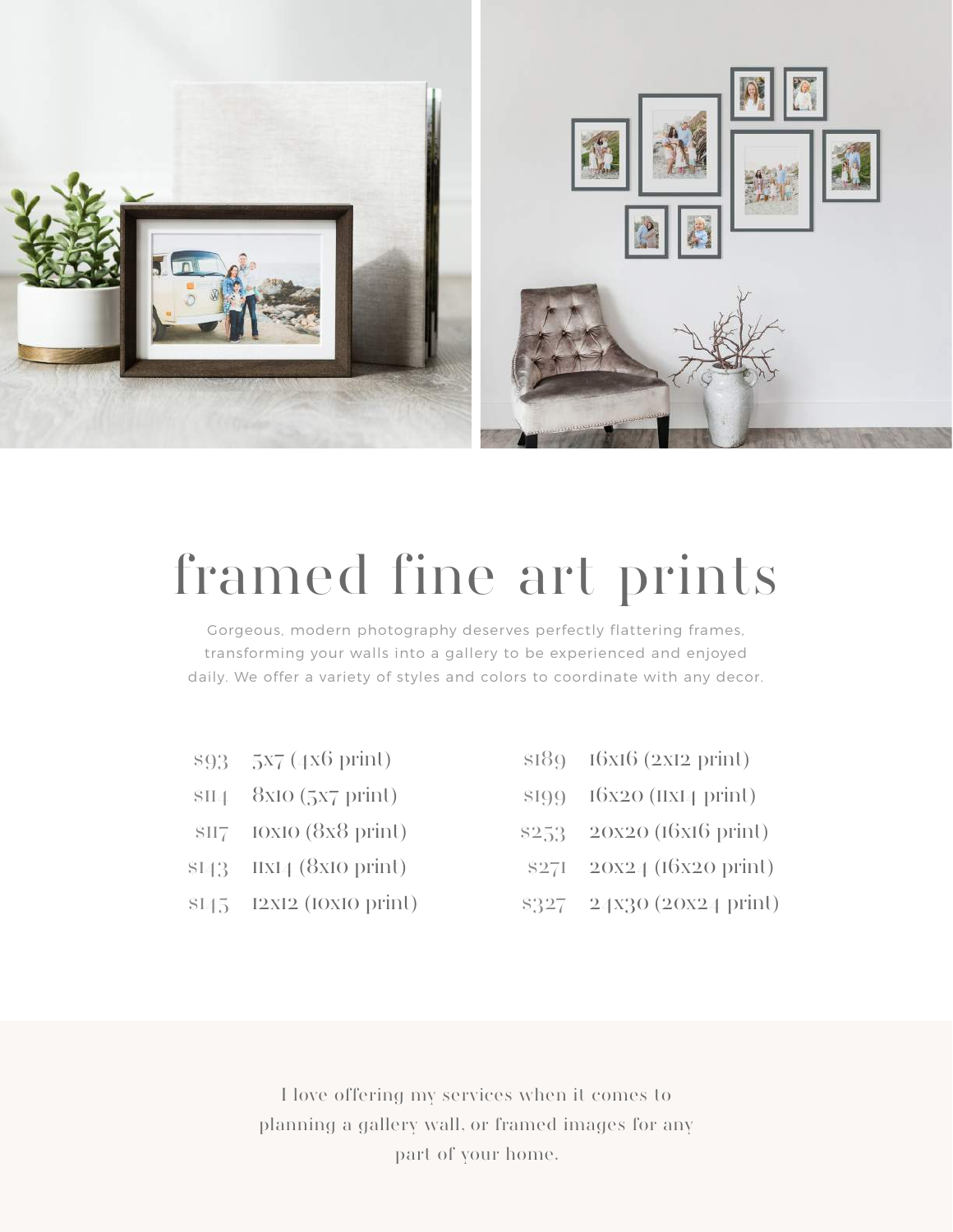# framed fine art prints

Gorgeous, modern photography deserves perfectly flattering frames, transforming your walls into a gallery to be experienced and enjoyed daily. We offer a variety of styles and colors to coordinate with any decor.

| Price | Size |
|---|---|
| $93 | 5x7 (4x6 print) |
| $114 | 8x10 (5x7 print) |
| $117 | 10x10 (8x8 print) |
| $143 | 11x14 (8x10 print) |
| $145 | 12x12 (10x10 print) |
| $189 | 16x16 (12x12 print) |
| $199 | 16x20 (11x14 print) |
| $253 | 20x20 (16x16 print) |
| $271 | 20x24 (16x20 print) |
| $327 | 24x30 (20x24 print) |

I love offering my services when it comes to planning a gallery wall, or framed images for any part of your home.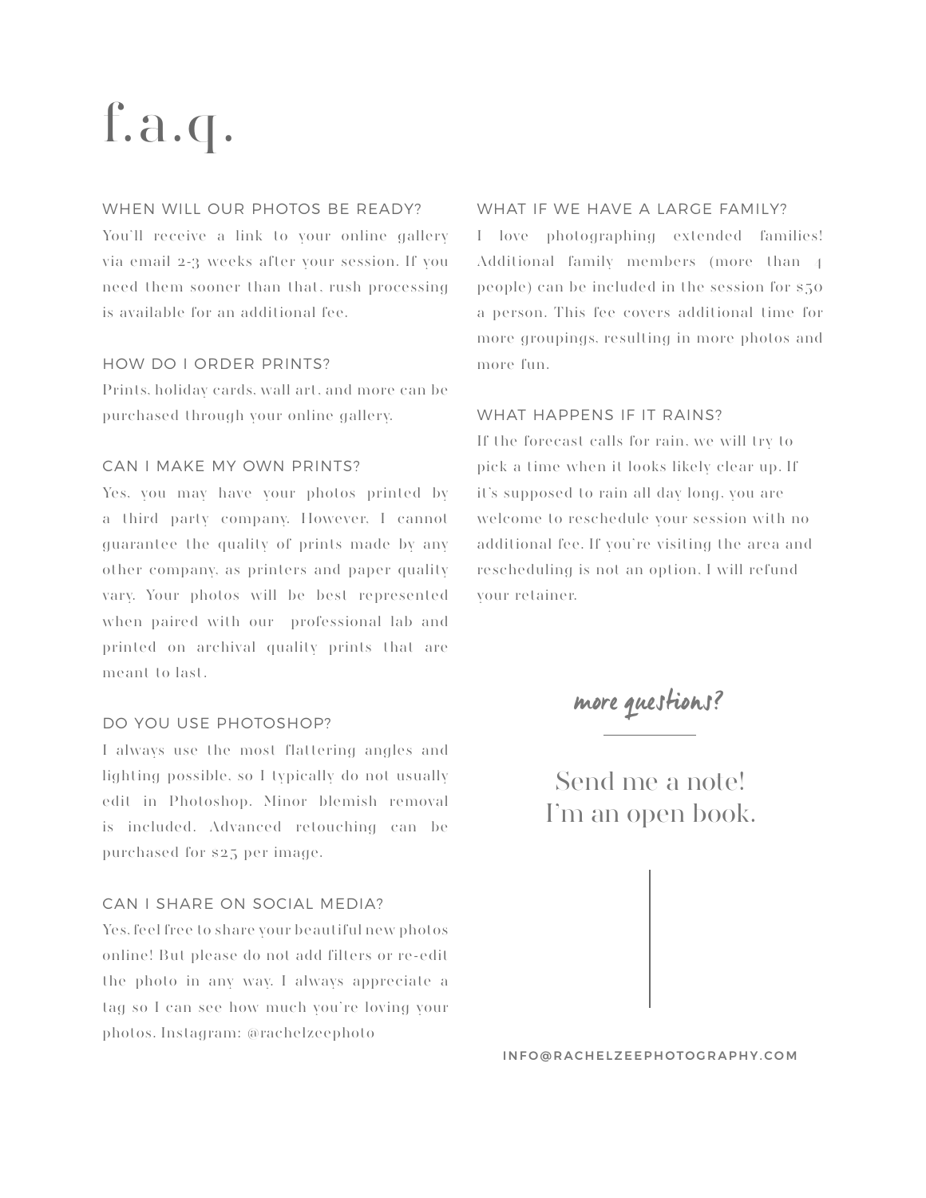# f.a.q.

### WHEN WILL OUR PHOTOS BE READY?

You'll receive a link to your online gallery via email 2-3 weeks after your session. If you need them sooner than that, rush processing is available for an additional fee.

### HOW DO I ORDER PRINTS?

Prints, holiday cards, wall art, and more can be purchased through your online gallery.

### CAN I MAKE MY OWN PRINTS?

Yes, you may have your photos printed by a third party company. However, I cannot guarantee the quality of prints made by any other company, as printers and paper quality vary. Your photos will be best represented when paired with our professional lab and printed on archival quality prints that are meant to last.

### DO YOU USE PHOTOSHOP?

I always use the most flattering angles and lighting possible, so I typically do not usually edit in Photoshop. Minor blemish removal is included. Advanced retouching can be purchased for $25 per image.

### CAN I SHARE ON SOCIAL MEDIA?

Yes, feel free to share your beautiful new photos online! But please do not add filters or re-edit the photo in any way. I always appreciate a tag so I can see how much you're loving your photos. Instagram: @rachelzeephoto

### WHAT IF WE HAVE A LARGE FAMILY?

I love photographing extended families! Additional family members (more than 4 people) can be included in the session for $50 a person. This fee covers additional time for more groupings, resulting in more photos and more fun.

### WHAT HAPPENS IF IT RAINS?

If the forecast calls for rain, we will try to pick a time when it looks likely clear up. If it's supposed to rain all day long, you are welcome to reschedule your session with no additional fee. If you're visiting the area and rescheduling is not an option, I will refund your retainer.

*more questions?*

Send me a note!
I'm an open book.

INFO@RACHELZEEPHOTOGRAPHY.COM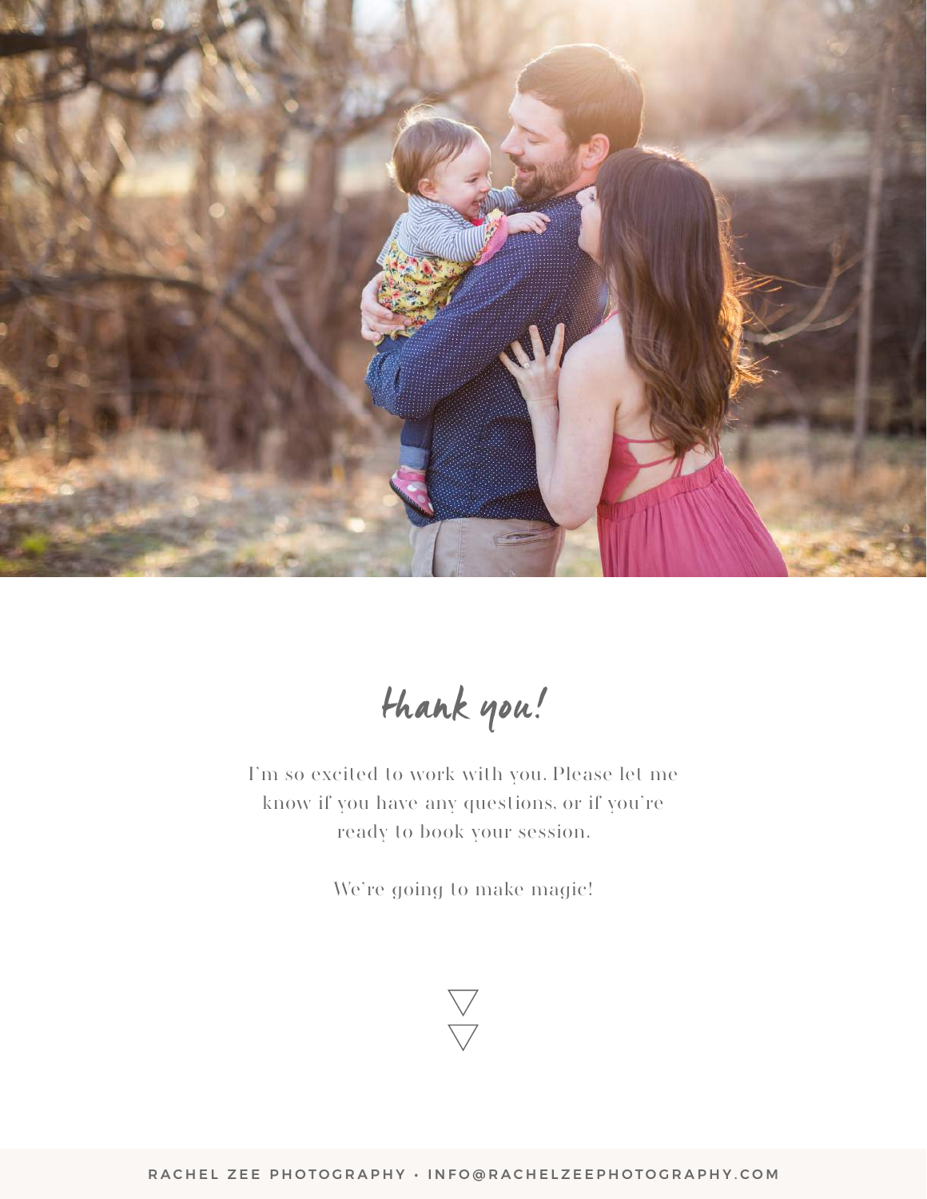# thank you!

I'm so excited to work with you. Please let me know if you have any questions, or if you're ready to book your session.

We're going to make magic!

RACHEL ZEE PHOTOGRAPHY • INFO@RACHELZEEPHOTOGRAPHY.COM